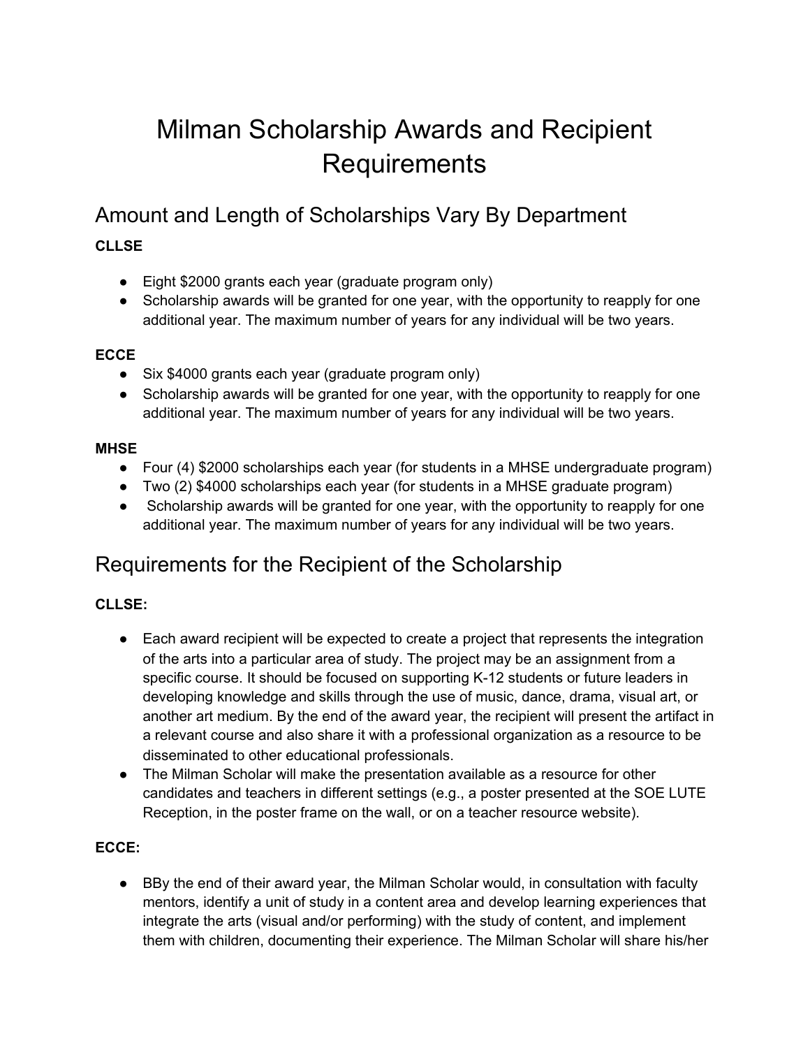# Milman Scholarship Awards and Recipient Requirements

## Amount and Length of Scholarships Vary By Department

**CLLSE**

- Eight $2000 grants each year (graduate program only)
- Scholarship awards will be granted for one year, with the opportunity to reapply for one additional year. The maximum number of years for any individual will be two years.

**ECCE**

- Six $4000 grants each year (graduate program only)
- Scholarship awards will be granted for one year, with the opportunity to reapply for one additional year. The maximum number of years for any individual will be two years.

**MHSE**

- Four (4) $2000 scholarships each year (for students in a MHSE undergraduate program)
- Two (2) $4000 scholarships each year (for students in a MHSE graduate program)
- Scholarship awards will be granted for one year, with the opportunity to reapply for one additional year. The maximum number of years for any individual will be two years.

## Requirements for the Recipient of the Scholarship

**CLLSE:**

- Each award recipient will be expected to create a project that represents the integration of the arts into a particular area of study. The project may be an assignment from a specific course. It should be focused on supporting K-12 students or future leaders in developing knowledge and skills through the use of music, dance, drama, visual art, or another art medium. By the end of the award year, the recipient will present the artifact in a relevant course and also share it with a professional organization as a resource to be disseminated to other educational professionals.
- The Milman Scholar will make the presentation available as a resource for other candidates and teachers in different settings (e.g., a poster presented at the SOE LUTE Reception, in the poster frame on the wall, or on a teacher resource website).

**ECCE:**

- BBy the end of their award year, the Milman Scholar would, in consultation with faculty mentors, identify a unit of study in a content area and develop learning experiences that integrate the arts (visual and/or performing) with the study of content, and implement them with children, documenting their experience. The Milman Scholar will share his/her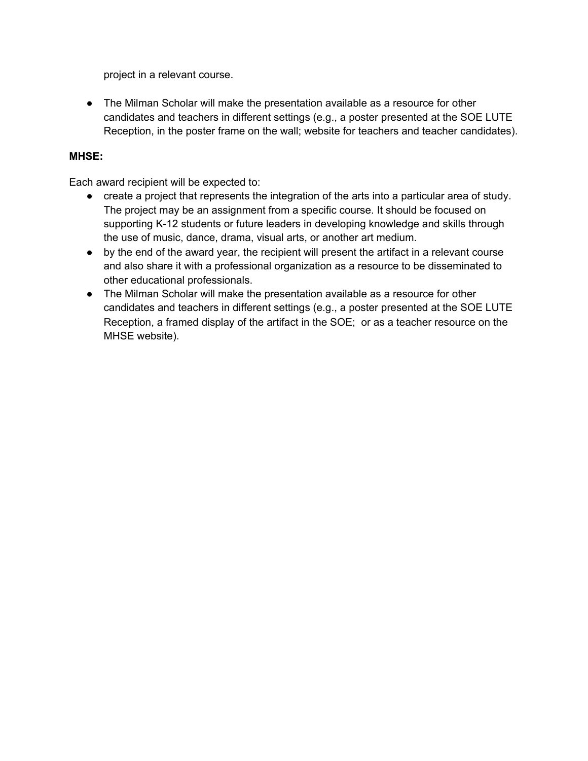project in a relevant course.

- The Milman Scholar will make the presentation available as a resource for other candidates and teachers in different settings (e.g., a poster presented at the SOE LUTE Reception, in the poster frame on the wall; website for teachers and teacher candidates).

**MHSE:**

Each award recipient will be expected to:

- create a project that represents the integration of the arts into a particular area of study. The project may be an assignment from a specific course. It should be focused on supporting K-12 students or future leaders in developing knowledge and skills through the use of music, dance, drama, visual arts, or another art medium.
- by the end of the award year, the recipient will present the artifact in a relevant course and also share it with a professional organization as a resource to be disseminated to other educational professionals.
- The Milman Scholar will make the presentation available as a resource for other candidates and teachers in different settings (e.g., a poster presented at the SOE LUTE Reception, a framed display of the artifact in the SOE; or as a teacher resource on the MHSE website).